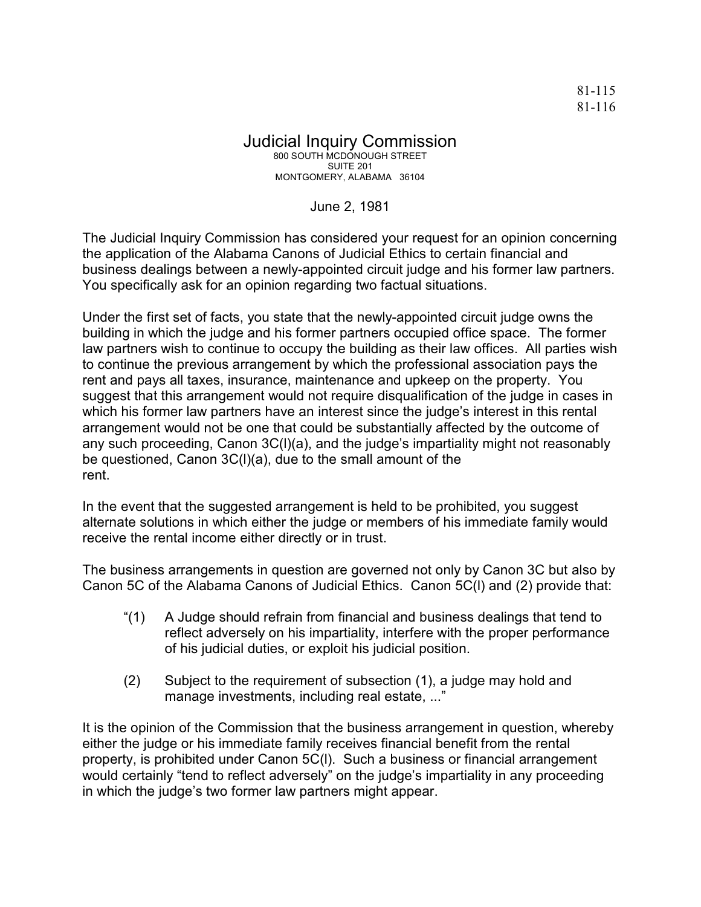81-115
81-116

# Judicial Inquiry Commission

800 SOUTH MCDONOUGH STREET
SUITE 201
MONTGOMERY, ALABAMA 36104

June 2, 1981

The Judicial Inquiry Commission has considered your request for an opinion concerning the application of the Alabama Canons of Judicial Ethics to certain financial and business dealings between a newly-appointed circuit judge and his former law partners. You specifically ask for an opinion regarding two factual situations.

Under the first set of facts, you state that the newly-appointed circuit judge owns the building in which the judge and his former partners occupied office space. The former law partners wish to continue to occupy the building as their law offices. All parties wish to continue the previous arrangement by which the professional association pays the rent and pays all taxes, insurance, maintenance and upkeep on the property. You suggest that this arrangement would not require disqualification of the judge in cases in which his former law partners have an interest since the judge's interest in this rental arrangement would not be one that could be substantially affected by the outcome of any such proceeding, Canon 3C(l)(a), and the judge's impartiality might not reasonably be questioned, Canon 3C(l)(a), due to the small amount of the rent.

In the event that the suggested arrangement is held to be prohibited, you suggest alternate solutions in which either the judge or members of his immediate family would receive the rental income either directly or in trust.

The business arrangements in question are governed not only by Canon 3C but also by Canon 5C of the Alabama Canons of Judicial Ethics. Canon 5C(l) and (2) provide that:

> "(1) A Judge should refrain from financial and business dealings that tend to reflect adversely on his impartiality, interfere with the proper performance of his judicial duties, or exploit his judicial position.
>
> (2) Subject to the requirement of subsection (1), a judge may hold and manage investments, including real estate, ..."

It is the opinion of the Commission that the business arrangement in question, whereby either the judge or his immediate family receives financial benefit from the rental property, is prohibited under Canon 5C(l). Such a business or financial arrangement would certainly "tend to reflect adversely" on the judge's impartiality in any proceeding in which the judge's two former law partners might appear.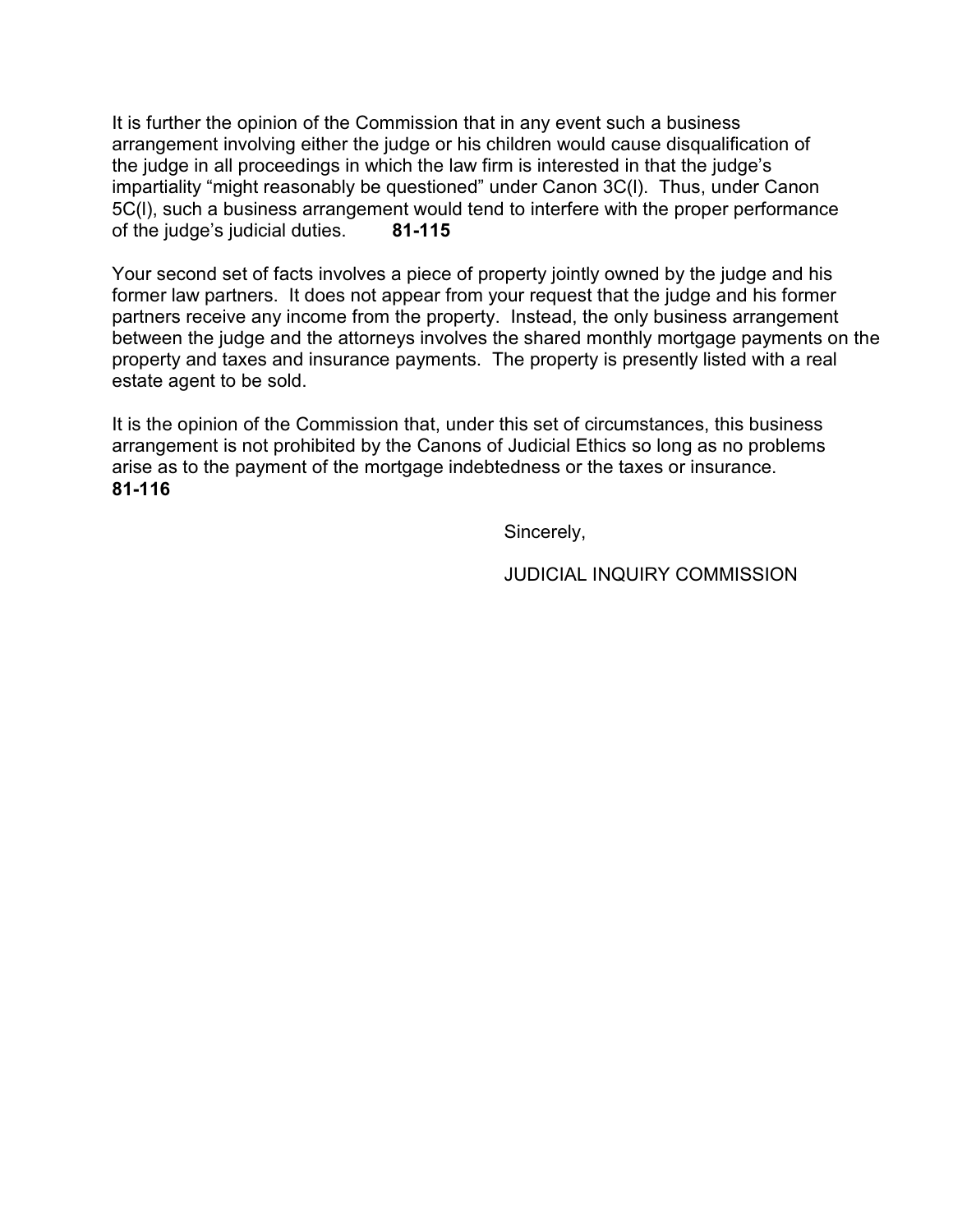It is further the opinion of the Commission that in any event such a business arrangement involving either the judge or his children would cause disqualification of the judge in all proceedings in which the law firm is interested in that the judge's impartiality "might reasonably be questioned" under Canon 3C(l). Thus, under Canon 5C(l), such a business arrangement would tend to interfere with the proper performance of the judge's judicial duties. **81-115**

Your second set of facts involves a piece of property jointly owned by the judge and his former law partners. It does not appear from your request that the judge and his former partners receive any income from the property. Instead, the only business arrangement between the judge and the attorneys involves the shared monthly mortgage payments on the property and taxes and insurance payments. The property is presently listed with a real estate agent to be sold.

It is the opinion of the Commission that, under this set of circumstances, this business arrangement is not prohibited by the Canons of Judicial Ethics so long as no problems arise as to the payment of the mortgage indebtedness or the taxes or insurance. **81-116**

Sincerely,

JUDICIAL INQUIRY COMMISSION